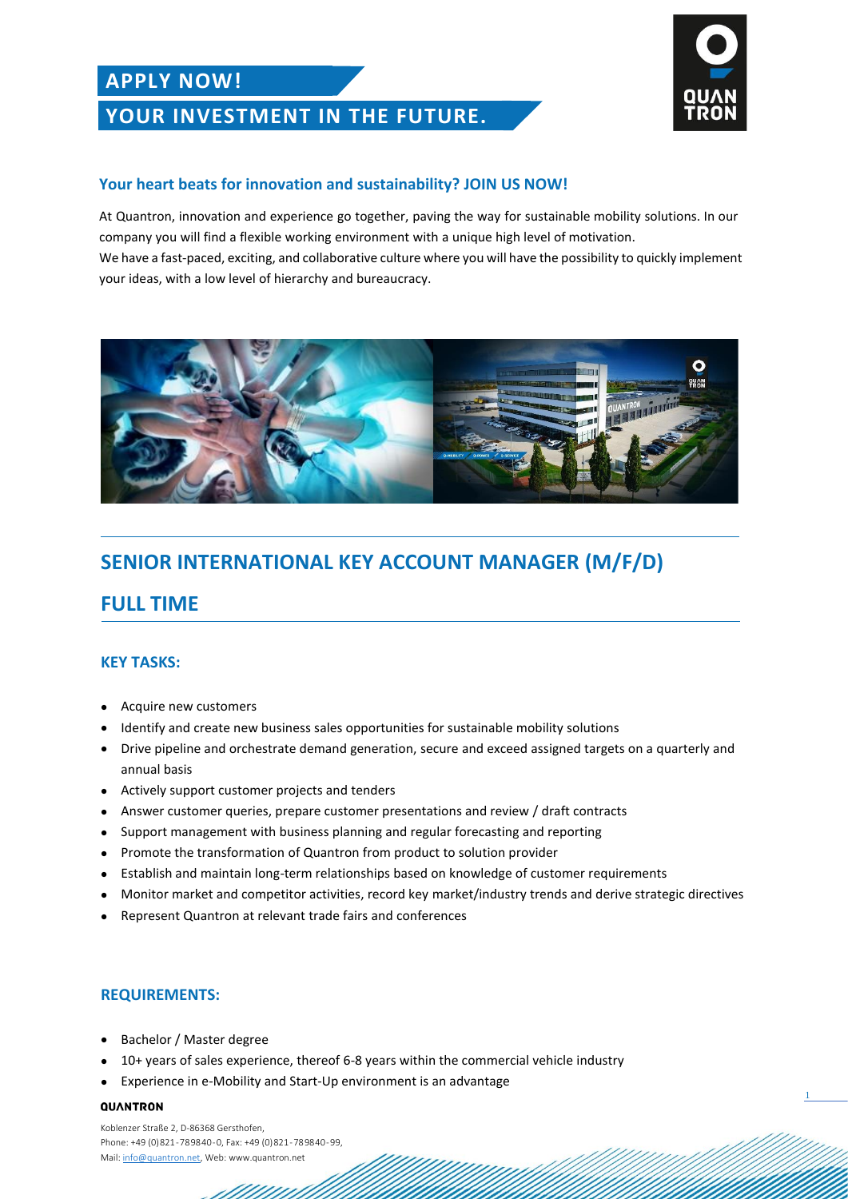# APPLY NOW!

# YOUR INVESTMENT IN THE FUTURE.

### Your heart beats for innovation and sustainability? JOIN US NOW!

At Quantron, innovation and experience go together, paving the way for sustainable mobility solutions. In our company you will find a flexible working environment with a unique high level of motivation.
We have a fast-paced, exciting, and collaborative culture where you will have the possibility to quickly implement your ideas, with a low level of hierarchy and bureaucracy.

## SENIOR INTERNATIONAL KEY ACCOUNT MANAGER (M/F/D)

## FULL TIME

### KEY TASKS:

- Acquire new customers
- Identify and create new business sales opportunities for sustainable mobility solutions
- Drive pipeline and orchestrate demand generation, secure and exceed assigned targets on a quarterly and annual basis
- Actively support customer projects and tenders
- Answer customer queries, prepare customer presentations and review / draft contracts
- Support management with business planning and regular forecasting and reporting
- Promote the transformation of Quantron from product to solution provider
- Establish and maintain long-term relationships based on knowledge of customer requirements
- Monitor market and competitor activities, record key market/industry trends and derive strategic directives
- Represent Quantron at relevant trade fairs and conferences

### REQUIREMENTS:

- Bachelor / Master degree
- 10+ years of sales experience, thereof 6-8 years within the commercial vehicle industry
- Experience in e-Mobility and Start-Up environment is an advantage

**QUANTRON**

Koblenzer Straße 2, D-86368 Gersthofen,
Phone: +49 (0)821-789840-0, Fax: +49 (0)821-789840-99,
Mail: info@quantron.net, Web: www.quantron.net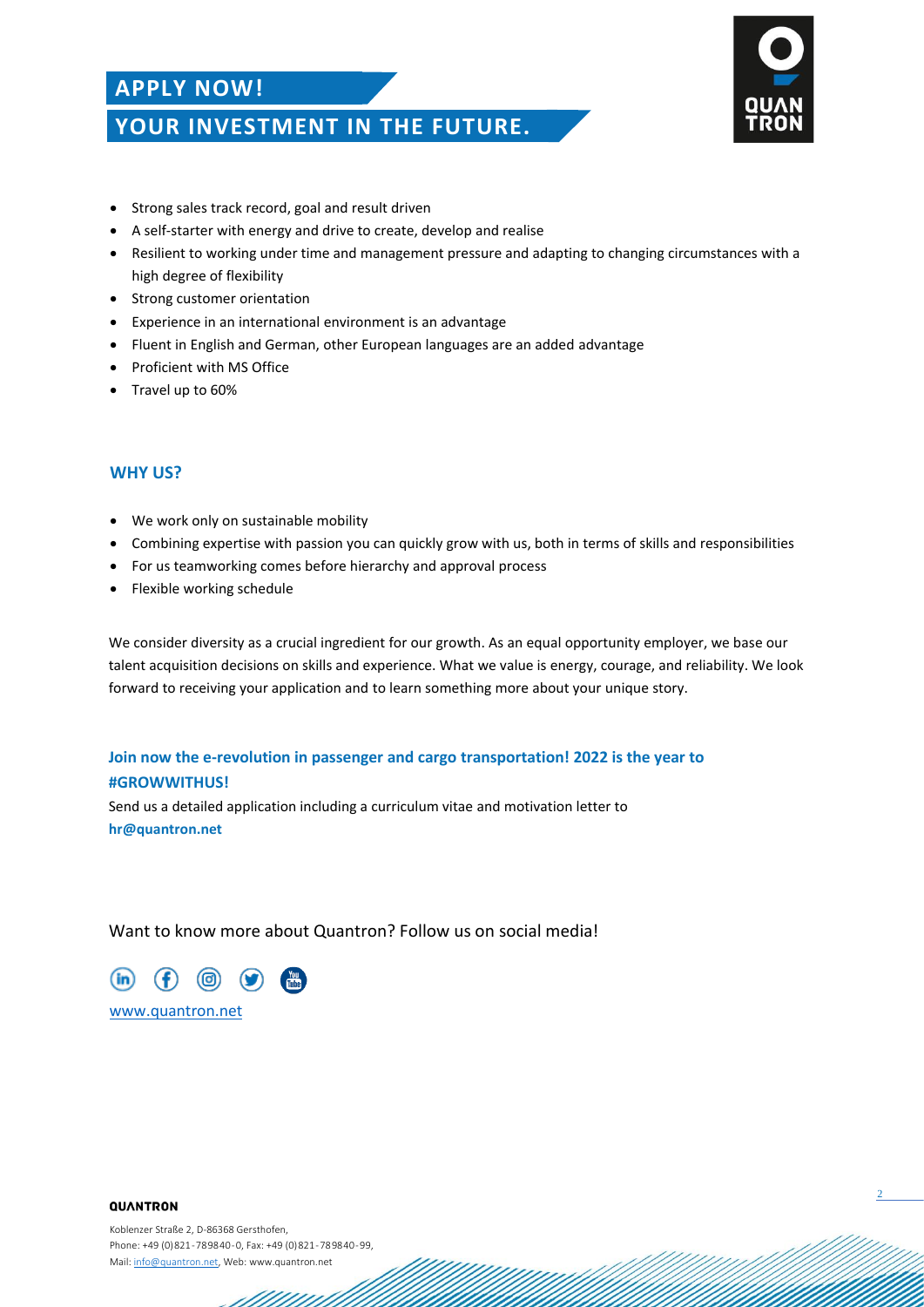# APPLY NOW!

# YOUR INVESTMENT IN THE FUTURE.

- Strong sales track record, goal and result driven
- A self-starter with energy and drive to create, develop and realise
- Resilient to working under time and management pressure and adapting to changing circumstances with a high degree of flexibility
- Strong customer orientation
- Experience in an international environment is an advantage
- Fluent in English and German, other European languages are an added advantage
- Proficient with MS Office
- Travel up to 60%

## WHY US?

- We work only on sustainable mobility
- Combining expertise with passion you can quickly grow with us, both in terms of skills and responsibilities
- For us teamworking comes before hierarchy and approval process
- Flexible working schedule

We consider diversity as a crucial ingredient for our growth. As an equal opportunity employer, we base our talent acquisition decisions on skills and experience. What we value is energy, courage, and reliability. We look forward to receiving your application and to learn something more about your unique story.

**Join now the e-revolution in passenger and cargo transportation! 2022 is the year to #GROWWITHUS!**

Send us a detailed application including a curriculum vitae and motivation letter to **hr@quantron.net**

Want to know more about Quantron? Follow us on social media!

www.quantron.net

**QUANTRON**

Koblenzer Straße 2, D-86368 Gersthofen,
Phone: +49 (0)821-789840-0, Fax: +49 (0)821-789840-99,
Mail: info@quantron.net, Web: www.quantron.net